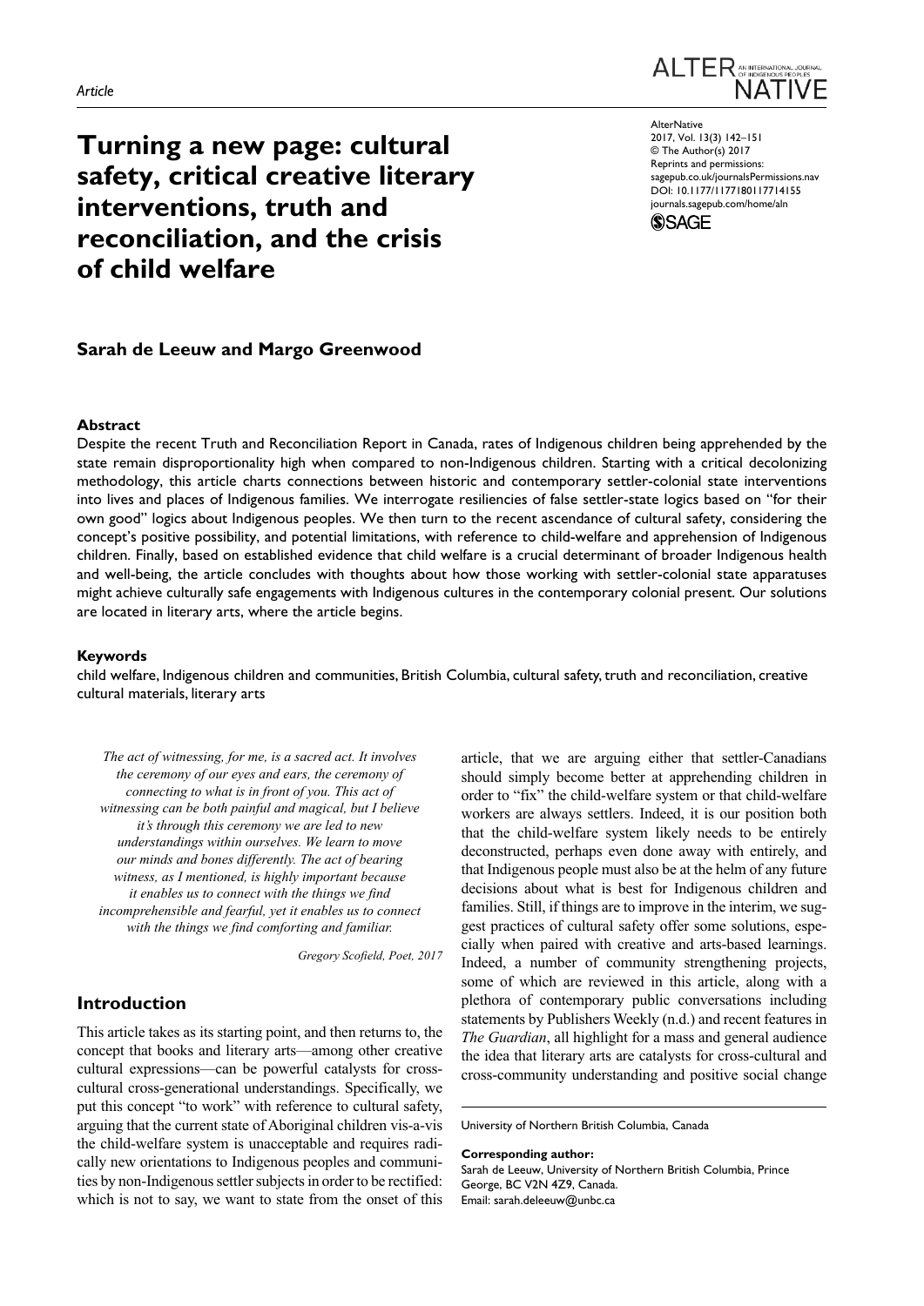*Article*

# Turning a new page: cultural safety, critical creative literary interventions, truth and reconciliation, and the crisis of child welfare

AlterNative
2017, Vol. 13(3) 142–151
© The Author(s) 2017
Reprints and permissions:
sagepub.co.uk/journalsPermissions.nav
DOI: 10.1177/1177180117714155
journals.sagepub.com/home/aln

**Sarah de Leeuw and Margo Greenwood**

### Abstract

Despite the recent Truth and Reconciliation Report in Canada, rates of Indigenous children being apprehended by the state remain disproportionality high when compared to non-Indigenous children. Starting with a critical decolonizing methodology, this article charts connections between historic and contemporary settler-colonial state interventions into lives and places of Indigenous families. We interrogate resiliencies of false settler-state logics based on "for their own good" logics about Indigenous peoples. We then turn to the recent ascendance of cultural safety, considering the concept's positive possibility, and potential limitations, with reference to child-welfare and apprehension of Indigenous children. Finally, based on established evidence that child welfare is a crucial determinant of broader Indigenous health and well-being, the article concludes with thoughts about how those working with settler-colonial state apparatuses might achieve culturally safe engagements with Indigenous cultures in the contemporary colonial present. Our solutions are located in literary arts, where the article begins.

### Keywords

child welfare, Indigenous children and communities, British Columbia, cultural safety, truth and reconciliation, creative cultural materials, literary arts

> *The act of witnessing, for me, is a sacred act. It involves the ceremony of our eyes and ears, the ceremony of connecting to what is in front of you. This act of witnessing can be both painful and magical, but I believe it's through this ceremony we are led to new understandings within ourselves. We learn to move our minds and bones differently. The act of bearing witness, as I mentioned, is highly important because it enables us to connect with the things we find incomprehensible and fearful, yet it enables us to connect with the things we find comforting and familiar.*
>
> *Gregory Scofield, Poet, 2017*

## Introduction

This article takes as its starting point, and then returns to, the concept that books and literary arts—among other creative cultural expressions—can be powerful catalysts for cross-cultural cross-generational understandings. Specifically, we put this concept "to work" with reference to cultural safety, arguing that the current state of Aboriginal children vis-a-vis the child-welfare system is unacceptable and requires radically new orientations to Indigenous peoples and communities by non-Indigenous settler subjects in order to be rectified: which is not to say, we want to state from the onset of this article, that we are arguing either that settler-Canadians should simply become better at apprehending children in order to "fix" the child-welfare system or that child-welfare workers are always settlers. Indeed, it is our position both that the child-welfare system likely needs to be entirely deconstructed, perhaps even done away with entirely, and that Indigenous people must also be at the helm of any future decisions about what is best for Indigenous children and families. Still, if things are to improve in the interim, we suggest practices of cultural safety offer some solutions, especially when paired with creative and arts-based learnings. Indeed, a number of community strengthening projects, some of which are reviewed in this article, along with a plethora of contemporary public conversations including statements by Publishers Weekly (n.d.) and recent features in *The Guardian*, all highlight for a mass and general audience the idea that literary arts are catalysts for cross-cultural and cross-community understanding and positive social change

University of Northern British Columbia, Canada

**Corresponding author:**
Sarah de Leeuw, University of Northern British Columbia, Prince George, BC V2N 4Z9, Canada.
Email: sarah.deleeuw@unbc.ca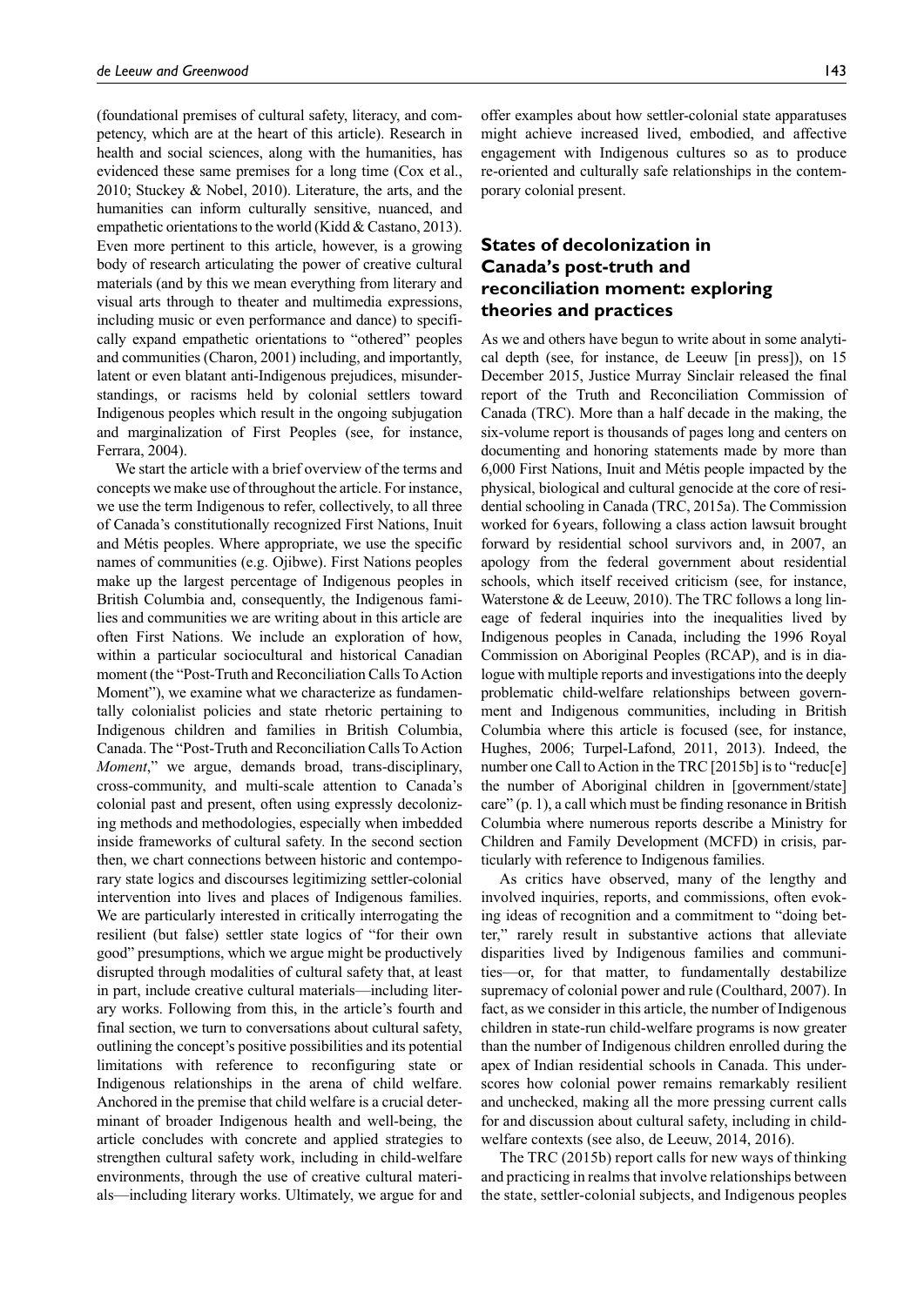(foundational premises of cultural safety, literacy, and competency, which are at the heart of this article). Research in health and social sciences, along with the humanities, has evidenced these same premises for a long time (Cox et al., 2010; Stuckey & Nobel, 2010). Literature, the arts, and the humanities can inform culturally sensitive, nuanced, and empathetic orientations to the world (Kidd & Castano, 2013). Even more pertinent to this article, however, is a growing body of research articulating the power of creative cultural materials (and by this we mean everything from literary and visual arts through to theater and multimedia expressions, including music or even performance and dance) to specifically expand empathetic orientations to "othered" peoples and communities (Charon, 2001) including, and importantly, latent or even blatant anti-Indigenous prejudices, misunderstandings, or racisms held by colonial settlers toward Indigenous peoples which result in the ongoing subjugation and marginalization of First Peoples (see, for instance, Ferrara, 2004).

We start the article with a brief overview of the terms and concepts we make use of throughout the article. For instance, we use the term Indigenous to refer, collectively, to all three of Canada's constitutionally recognized First Nations, Inuit and Métis peoples. Where appropriate, we use the specific names of communities (e.g. Ojibwe). First Nations peoples make up the largest percentage of Indigenous peoples in British Columbia and, consequently, the Indigenous families and communities we are writing about in this article are often First Nations. We include an exploration of how, within a particular sociocultural and historical Canadian moment (the "Post-Truth and Reconciliation Calls To Action Moment"), we examine what we characterize as fundamentally colonialist policies and state rhetoric pertaining to Indigenous children and families in British Columbia, Canada. The "Post-Truth and Reconciliation Calls To Action *Moment*," we argue, demands broad, trans-disciplinary, cross-community, and multi-scale attention to Canada's colonial past and present, often using expressly decolonizing methods and methodologies, especially when imbedded inside frameworks of cultural safety. In the second section then, we chart connections between historic and contemporary state logics and discourses legitimizing settler-colonial intervention into lives and places of Indigenous families. We are particularly interested in critically interrogating the resilient (but false) settler state logics of "for their own good" presumptions, which we argue might be productively disrupted through modalities of cultural safety that, at least in part, include creative cultural materials—including literary works. Following from this, in the article's fourth and final section, we turn to conversations about cultural safety, outlining the concept's positive possibilities and its potential limitations with reference to reconfiguring state or Indigenous relationships in the arena of child welfare. Anchored in the premise that child welfare is a crucial determinant of broader Indigenous health and well-being, the article concludes with concrete and applied strategies to strengthen cultural safety work, including in child-welfare environments, through the use of creative cultural materials—including literary works. Ultimately, we argue for and offer examples about how settler-colonial state apparatuses might achieve increased lived, embodied, and affective engagement with Indigenous cultures so as to produce re-oriented and culturally safe relationships in the contemporary colonial present.

## States of decolonization in Canada's post-truth and reconciliation moment: exploring theories and practices

As we and others have begun to write about in some analytical depth (see, for instance, de Leeuw [in press]), on 15 December 2015, Justice Murray Sinclair released the final report of the Truth and Reconciliation Commission of Canada (TRC). More than a half decade in the making, the six-volume report is thousands of pages long and centers on documenting and honoring statements made by more than 6,000 First Nations, Inuit and Métis people impacted by the physical, biological and cultural genocide at the core of residential schooling in Canada (TRC, 2015a). The Commission worked for 6 years, following a class action lawsuit brought forward by residential school survivors and, in 2007, an apology from the federal government about residential schools, which itself received criticism (see, for instance, Waterstone & de Leeuw, 2010). The TRC follows a long lineage of federal inquiries into the inequalities lived by Indigenous peoples in Canada, including the 1996 Royal Commission on Aboriginal Peoples (RCAP), and is in dialogue with multiple reports and investigations into the deeply problematic child-welfare relationships between government and Indigenous communities, including in British Columbia where this article is focused (see, for instance, Hughes, 2006; Turpel-Lafond, 2011, 2013). Indeed, the number one Call to Action in the TRC [2015b] is to "reduc[e] the number of Aboriginal children in [government/state] care" (p. 1), a call which must be finding resonance in British Columbia where numerous reports describe a Ministry for Children and Family Development (MCFD) in crisis, particularly with reference to Indigenous families.

As critics have observed, many of the lengthy and involved inquiries, reports, and commissions, often evoking ideas of recognition and a commitment to "doing better," rarely result in substantive actions that alleviate disparities lived by Indigenous families and communities—or, for that matter, to fundamentally destabilize supremacy of colonial power and rule (Coulthard, 2007). In fact, as we consider in this article, the number of Indigenous children in state-run child-welfare programs is now greater than the number of Indigenous children enrolled during the apex of Indian residential schools in Canada. This underscores how colonial power remains remarkably resilient and unchecked, making all the more pressing current calls for and discussion about cultural safety, including in child-welfare contexts (see also, de Leeuw, 2014, 2016).

The TRC (2015b) report calls for new ways of thinking and practicing in realms that involve relationships between the state, settler-colonial subjects, and Indigenous peoples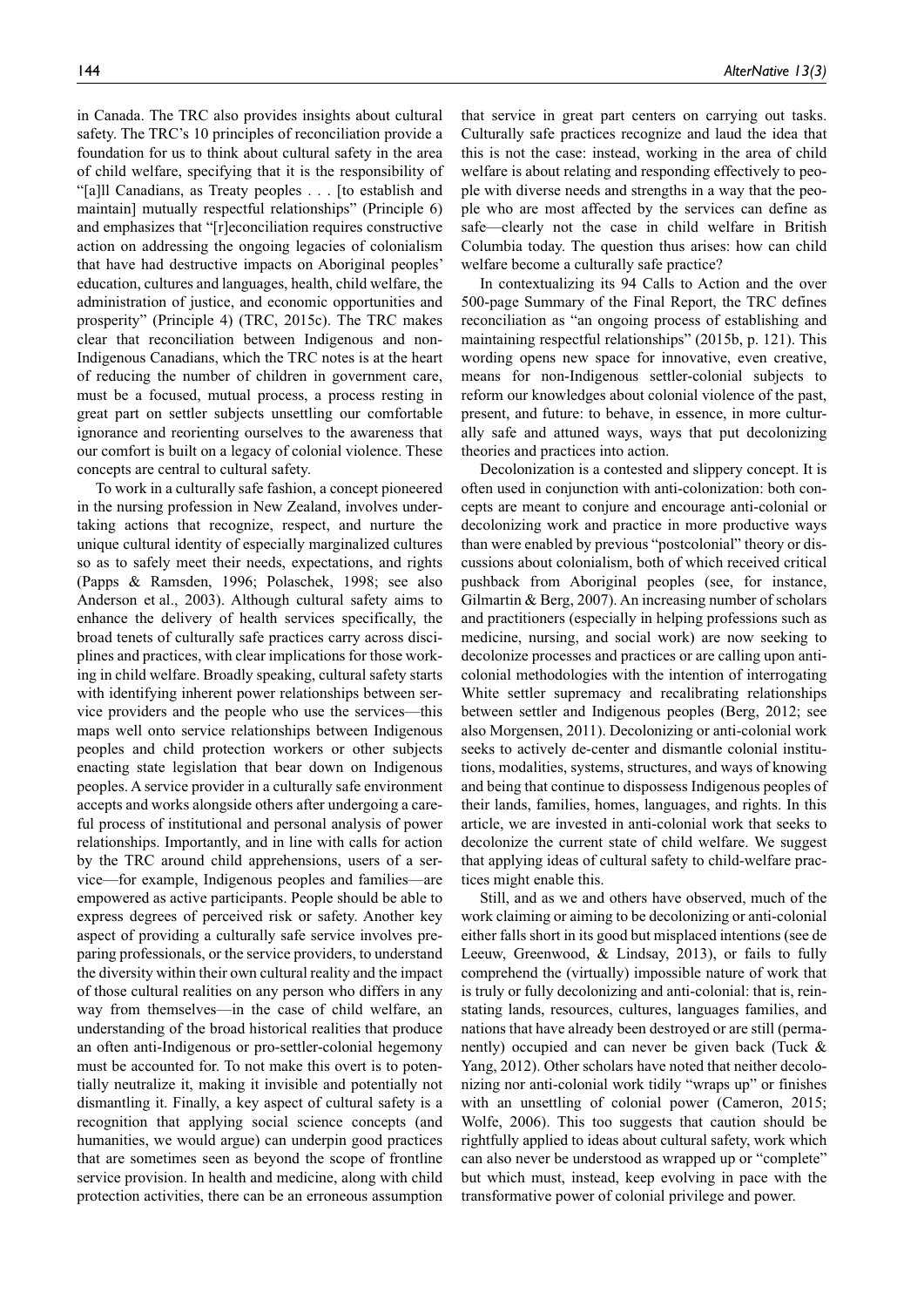in Canada. The TRC also provides insights about cultural safety. The TRC's 10 principles of reconciliation provide a foundation for us to think about cultural safety in the area of child welfare, specifying that it is the responsibility of "[a]ll Canadians, as Treaty peoples . . . [to establish and maintain] mutually respectful relationships" (Principle 6) and emphasizes that "[r]econciliation requires constructive action on addressing the ongoing legacies of colonialism that have had destructive impacts on Aboriginal peoples' education, cultures and languages, health, child welfare, the administration of justice, and economic opportunities and prosperity" (Principle 4) (TRC, 2015c). The TRC makes clear that reconciliation between Indigenous and non-Indigenous Canadians, which the TRC notes is at the heart of reducing the number of children in government care, must be a focused, mutual process, a process resting in great part on settler subjects unsettling our comfortable ignorance and reorienting ourselves to the awareness that our comfort is built on a legacy of colonial violence. These concepts are central to cultural safety.

To work in a culturally safe fashion, a concept pioneered in the nursing profession in New Zealand, involves undertaking actions that recognize, respect, and nurture the unique cultural identity of especially marginalized cultures so as to safely meet their needs, expectations, and rights (Papps & Ramsden, 1996; Polaschek, 1998; see also Anderson et al., 2003). Although cultural safety aims to enhance the delivery of health services specifically, the broad tenets of culturally safe practices carry across disciplines and practices, with clear implications for those working in child welfare. Broadly speaking, cultural safety starts with identifying inherent power relationships between service providers and the people who use the services—this maps well onto service relationships between Indigenous peoples and child protection workers or other subjects enacting state legislation that bear down on Indigenous peoples. A service provider in a culturally safe environment accepts and works alongside others after undergoing a careful process of institutional and personal analysis of power relationships. Importantly, and in line with calls for action by the TRC around child apprehensions, users of a service—for example, Indigenous peoples and families—are empowered as active participants. People should be able to express degrees of perceived risk or safety. Another key aspect of providing a culturally safe service involves preparing professionals, or the service providers, to understand the diversity within their own cultural reality and the impact of those cultural realities on any person who differs in any way from themselves—in the case of child welfare, an understanding of the broad historical realities that produce an often anti-Indigenous or pro-settler-colonial hegemony must be accounted for. To not make this overt is to potentially neutralize it, making it invisible and potentially not dismantling it. Finally, a key aspect of cultural safety is a recognition that applying social science concepts (and humanities, we would argue) can underpin good practices that are sometimes seen as beyond the scope of frontline service provision. In health and medicine, along with child protection activities, there can be an erroneous assumption that service in great part centers on carrying out tasks. Culturally safe practices recognize and laud the idea that this is not the case: instead, working in the area of child welfare is about relating and responding effectively to people with diverse needs and strengths in a way that the people who are most affected by the services can define as safe—clearly not the case in child welfare in British Columbia today. The question thus arises: how can child welfare become a culturally safe practice?

In contextualizing its 94 Calls to Action and the over 500-page Summary of the Final Report, the TRC defines reconciliation as "an ongoing process of establishing and maintaining respectful relationships" (2015b, p. 121). This wording opens new space for innovative, even creative, means for non-Indigenous settler-colonial subjects to reform our knowledges about colonial violence of the past, present, and future: to behave, in essence, in more culturally safe and attuned ways, ways that put decolonizing theories and practices into action.

Decolonization is a contested and slippery concept. It is often used in conjunction with anti-colonization: both concepts are meant to conjure and encourage anti-colonial or decolonizing work and practice in more productive ways than were enabled by previous "postcolonial" theory or discussions about colonialism, both of which received critical pushback from Aboriginal peoples (see, for instance, Gilmartin & Berg, 2007). An increasing number of scholars and practitioners (especially in helping professions such as medicine, nursing, and social work) are now seeking to decolonize processes and practices or are calling upon anti-colonial methodologies with the intention of interrogating White settler supremacy and recalibrating relationships between settler and Indigenous peoples (Berg, 2012; see also Morgensen, 2011). Decolonizing or anti-colonial work seeks to actively de-center and dismantle colonial institutions, modalities, systems, structures, and ways of knowing and being that continue to dispossess Indigenous peoples of their lands, families, homes, languages, and rights. In this article, we are invested in anti-colonial work that seeks to decolonize the current state of child welfare. We suggest that applying ideas of cultural safety to child-welfare practices might enable this.

Still, and as we and others have observed, much of the work claiming or aiming to be decolonizing or anti-colonial either falls short in its good but misplaced intentions (see de Leeuw, Greenwood, & Lindsay, 2013), or fails to fully comprehend the (virtually) impossible nature of work that is truly or fully decolonizing and anti-colonial: that is, reinstating lands, resources, cultures, languages families, and nations that have already been destroyed or are still (permanently) occupied and can never be given back (Tuck & Yang, 2012). Other scholars have noted that neither decolonizing nor anti-colonial work tidily "wraps up" or finishes with an unsettling of colonial power (Cameron, 2015; Wolfe, 2006). This too suggests that caution should be rightfully applied to ideas about cultural safety, work which can also never be understood as wrapped up or "complete" but which must, instead, keep evolving in pace with the transformative power of colonial privilege and power.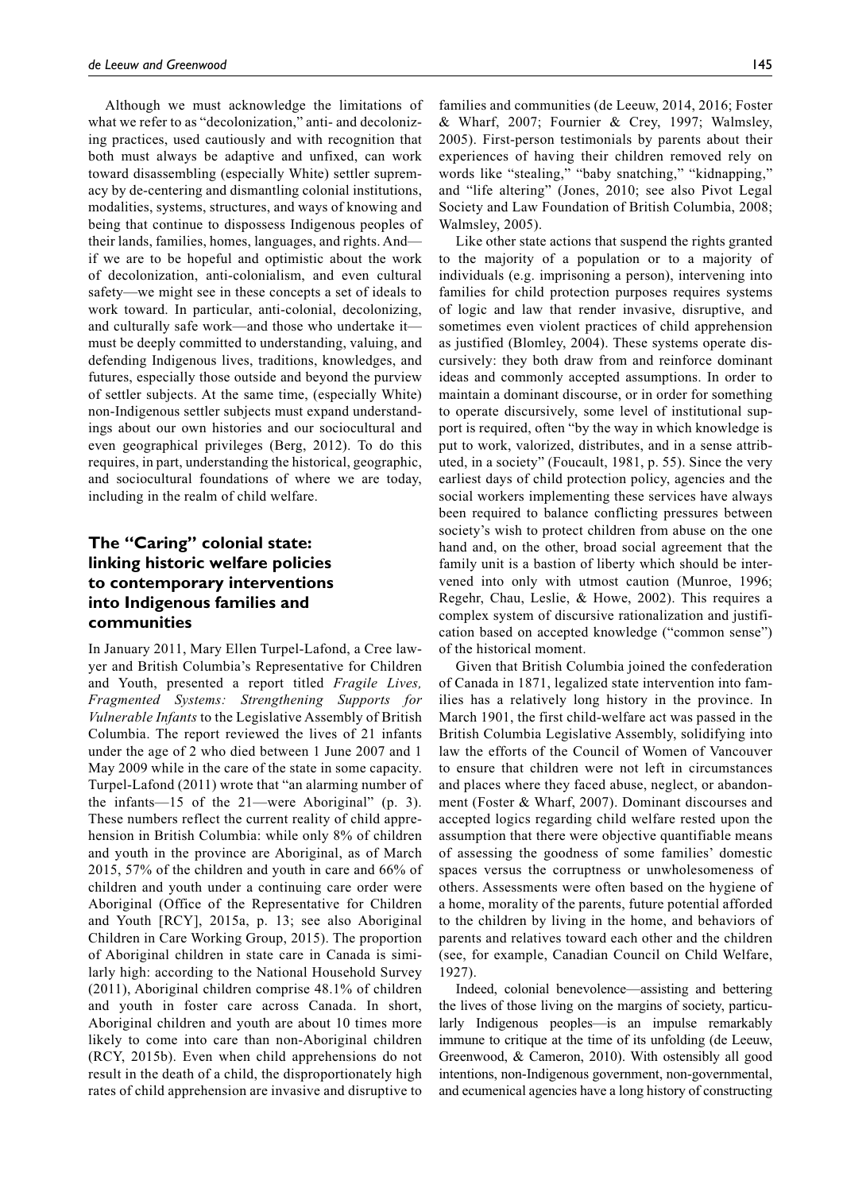Although we must acknowledge the limitations of what we refer to as "decolonization," anti- and decolonizing practices, used cautiously and with recognition that both must always be adaptive and unfixed, can work toward disassembling (especially White) settler supremacy by de-centering and dismantling colonial institutions, modalities, systems, structures, and ways of knowing and being that continue to dispossess Indigenous peoples of their lands, families, homes, languages, and rights. And—if we are to be hopeful and optimistic about the work of decolonization, anti-colonialism, and even cultural safety—we might see in these concepts a set of ideals to work toward. In particular, anti-colonial, decolonizing, and culturally safe work—and those who undertake it—must be deeply committed to understanding, valuing, and defending Indigenous lives, traditions, knowledges, and futures, especially those outside and beyond the purview of settler subjects. At the same time, (especially White) non-Indigenous settler subjects must expand understandings about our own histories and our sociocultural and even geographical privileges (Berg, 2012). To do this requires, in part, understanding the historical, geographic, and sociocultural foundations of where we are today, including in the realm of child welfare.

## The "Caring" colonial state: linking historic welfare policies to contemporary interventions into Indigenous families and communities

In January 2011, Mary Ellen Turpel-Lafond, a Cree lawyer and British Columbia's Representative for Children and Youth, presented a report titled *Fragile Lives, Fragmented Systems: Strengthening Supports for Vulnerable Infants* to the Legislative Assembly of British Columbia. The report reviewed the lives of 21 infants under the age of 2 who died between 1 June 2007 and 1 May 2009 while in the care of the state in some capacity. Turpel-Lafond (2011) wrote that "an alarming number of the infants—15 of the 21—were Aboriginal" (p. 3). These numbers reflect the current reality of child apprehension in British Columbia: while only 8% of children and youth in the province are Aboriginal, as of March 2015, 57% of the children and youth in care and 66% of children and youth under a continuing care order were Aboriginal (Office of the Representative for Children and Youth [RCY], 2015a, p. 13; see also Aboriginal Children in Care Working Group, 2015). The proportion of Aboriginal children in state care in Canada is similarly high: according to the National Household Survey (2011), Aboriginal children comprise 48.1% of children and youth in foster care across Canada. In short, Aboriginal children and youth are about 10 times more likely to come into care than non-Aboriginal children (RCY, 2015b). Even when child apprehensions do not result in the death of a child, the disproportionately high rates of child apprehension are invasive and disruptive to families and communities (de Leeuw, 2014, 2016; Foster & Wharf, 2007; Fournier & Crey, 1997; Walmsley, 2005). First-person testimonials by parents about their experiences of having their children removed rely on words like "stealing," "baby snatching," "kidnapping," and "life altering" (Jones, 2010; see also Pivot Legal Society and Law Foundation of British Columbia, 2008; Walmsley, 2005).

Like other state actions that suspend the rights granted to the majority of a population or to a majority of individuals (e.g. imprisoning a person), intervening into families for child protection purposes requires systems of logic and law that render invasive, disruptive, and sometimes even violent practices of child apprehension as justified (Blomley, 2004). These systems operate discursively: they both draw from and reinforce dominant ideas and commonly accepted assumptions. In order to maintain a dominant discourse, or in order for something to operate discursively, some level of institutional support is required, often "by the way in which knowledge is put to work, valorized, distributes, and in a sense attributed, in a society" (Foucault, 1981, p. 55). Since the very earliest days of child protection policy, agencies and the social workers implementing these services have always been required to balance conflicting pressures between society's wish to protect children from abuse on the one hand and, on the other, broad social agreement that the family unit is a bastion of liberty which should be intervened into only with utmost caution (Munroe, 1996; Regehr, Chau, Leslie, & Howe, 2002). This requires a complex system of discursive rationalization and justification based on accepted knowledge ("common sense") of the historical moment.

Given that British Columbia joined the confederation of Canada in 1871, legalized state intervention into families has a relatively long history in the province. In March 1901, the first child-welfare act was passed in the British Columbia Legislative Assembly, solidifying into law the efforts of the Council of Women of Vancouver to ensure that children were not left in circumstances and places where they faced abuse, neglect, or abandonment (Foster & Wharf, 2007). Dominant discourses and accepted logics regarding child welfare rested upon the assumption that there were objective quantifiable means of assessing the goodness of some families' domestic spaces versus the corruptness or unwholesomeness of others. Assessments were often based on the hygiene of a home, morality of the parents, future potential afforded to the children by living in the home, and behaviors of parents and relatives toward each other and the children (see, for example, Canadian Council on Child Welfare, 1927).

Indeed, colonial benevolence—assisting and bettering the lives of those living on the margins of society, particularly Indigenous peoples—is an impulse remarkably immune to critique at the time of its unfolding (de Leeuw, Greenwood, & Cameron, 2010). With ostensibly all good intentions, non-Indigenous government, non-governmental, and ecumenical agencies have a long history of constructing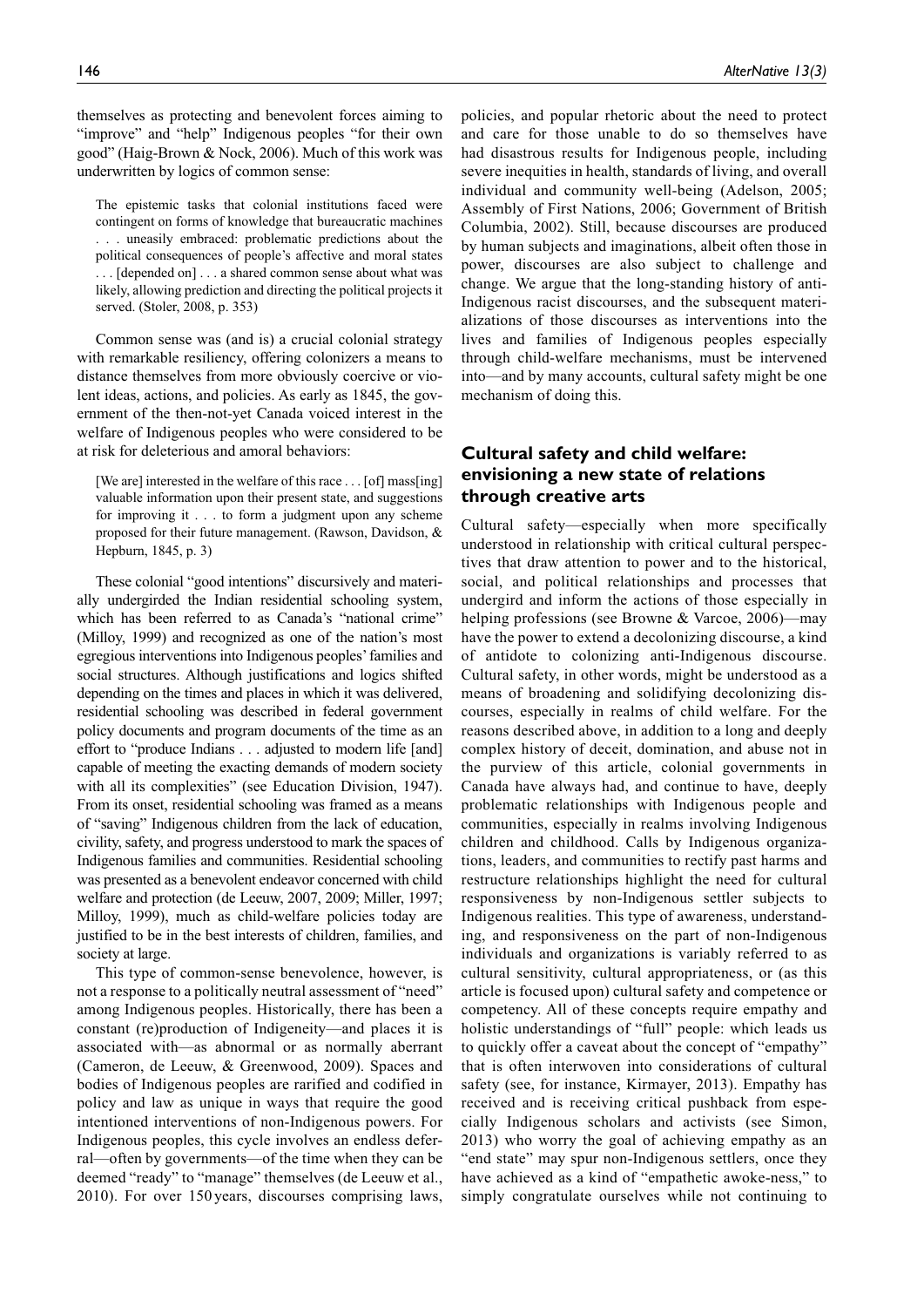themselves as protecting and benevolent forces aiming to "improve" and "help" Indigenous peoples "for their own good" (Haig-Brown & Nock, 2006). Much of this work was underwritten by logics of common sense:

> The epistemic tasks that colonial institutions faced were contingent on forms of knowledge that bureaucratic machines . . . uneasily embraced: problematic predictions about the political consequences of people's affective and moral states . . . [depended on] . . . a shared common sense about what was likely, allowing prediction and directing the political projects it served. (Stoler, 2008, p. 353)

Common sense was (and is) a crucial colonial strategy with remarkable resiliency, offering colonizers a means to distance themselves from more obviously coercive or violent ideas, actions, and policies. As early as 1845, the government of the then-not-yet Canada voiced interest in the welfare of Indigenous peoples who were considered to be at risk for deleterious and amoral behaviors:

> [We are] interested in the welfare of this race . . . [of] mass[ing] valuable information upon their present state, and suggestions for improving it . . . to form a judgment upon any scheme proposed for their future management. (Rawson, Davidson, & Hepburn, 1845, p. 3)

These colonial "good intentions" discursively and materially undergirded the Indian residential schooling system, which has been referred to as Canada's "national crime" (Milloy, 1999) and recognized as one of the nation's most egregious interventions into Indigenous peoples' families and social structures. Although justifications and logics shifted depending on the times and places in which it was delivered, residential schooling was described in federal government policy documents and program documents of the time as an effort to "produce Indians . . . adjusted to modern life [and] capable of meeting the exacting demands of modern society with all its complexities" (see Education Division, 1947). From its onset, residential schooling was framed as a means of "saving" Indigenous children from the lack of education, civility, safety, and progress understood to mark the spaces of Indigenous families and communities. Residential schooling was presented as a benevolent endeavor concerned with child welfare and protection (de Leeuw, 2007, 2009; Miller, 1997; Milloy, 1999), much as child-welfare policies today are justified to be in the best interests of children, families, and society at large.

This type of common-sense benevolence, however, is not a response to a politically neutral assessment of "need" among Indigenous peoples. Historically, there has been a constant (re)production of Indigeneity—and places it is associated with—as abnormal or as normally aberrant (Cameron, de Leeuw, & Greenwood, 2009). Spaces and bodies of Indigenous peoples are rarified and codified in policy and law as unique in ways that require the good intentioned interventions of non-Indigenous powers. For Indigenous peoples, this cycle involves an endless deferral—often by governments—of the time when they can be deemed "ready" to "manage" themselves (de Leeuw et al., 2010). For over 150 years, discourses comprising laws, policies, and popular rhetoric about the need to protect and care for those unable to do so themselves have had disastrous results for Indigenous people, including severe inequities in health, standards of living, and overall individual and community well-being (Adelson, 2005; Assembly of First Nations, 2006; Government of British Columbia, 2002). Still, because discourses are produced by human subjects and imaginations, albeit often those in power, discourses are also subject to challenge and change. We argue that the long-standing history of anti-Indigenous racist discourses, and the subsequent materializations of those discourses as interventions into the lives and families of Indigenous peoples especially through child-welfare mechanisms, must be intervened into—and by many accounts, cultural safety might be one mechanism of doing this.

## Cultural safety and child welfare: envisioning a new state of relations through creative arts

Cultural safety—especially when more specifically understood in relationship with critical cultural perspectives that draw attention to power and to the historical, social, and political relationships and processes that undergird and inform the actions of those especially in helping professions (see Browne & Varcoe, 2006)—may have the power to extend a decolonizing discourse, a kind of antidote to colonizing anti-Indigenous discourse. Cultural safety, in other words, might be understood as a means of broadening and solidifying decolonizing discourses, especially in realms of child welfare. For the reasons described above, in addition to a long and deeply complex history of deceit, domination, and abuse not in the purview of this article, colonial governments in Canada have always had, and continue to have, deeply problematic relationships with Indigenous people and communities, especially in realms involving Indigenous children and childhood. Calls by Indigenous organizations, leaders, and communities to rectify past harms and restructure relationships highlight the need for cultural responsiveness by non-Indigenous settler subjects to Indigenous realities. This type of awareness, understanding, and responsiveness on the part of non-Indigenous individuals and organizations is variably referred to as cultural sensitivity, cultural appropriateness, or (as this article is focused upon) cultural safety and competence or competency. All of these concepts require empathy and holistic understandings of "full" people: which leads us to quickly offer a caveat about the concept of "empathy" that is often interwoven into considerations of cultural safety (see, for instance, Kirmayer, 2013). Empathy has received and is receiving critical pushback from especially Indigenous scholars and activists (see Simon, 2013) who worry the goal of achieving empathy as an "end state" may spur non-Indigenous settlers, once they have achieved as a kind of "empathetic awoke-ness," to simply congratulate ourselves while not continuing to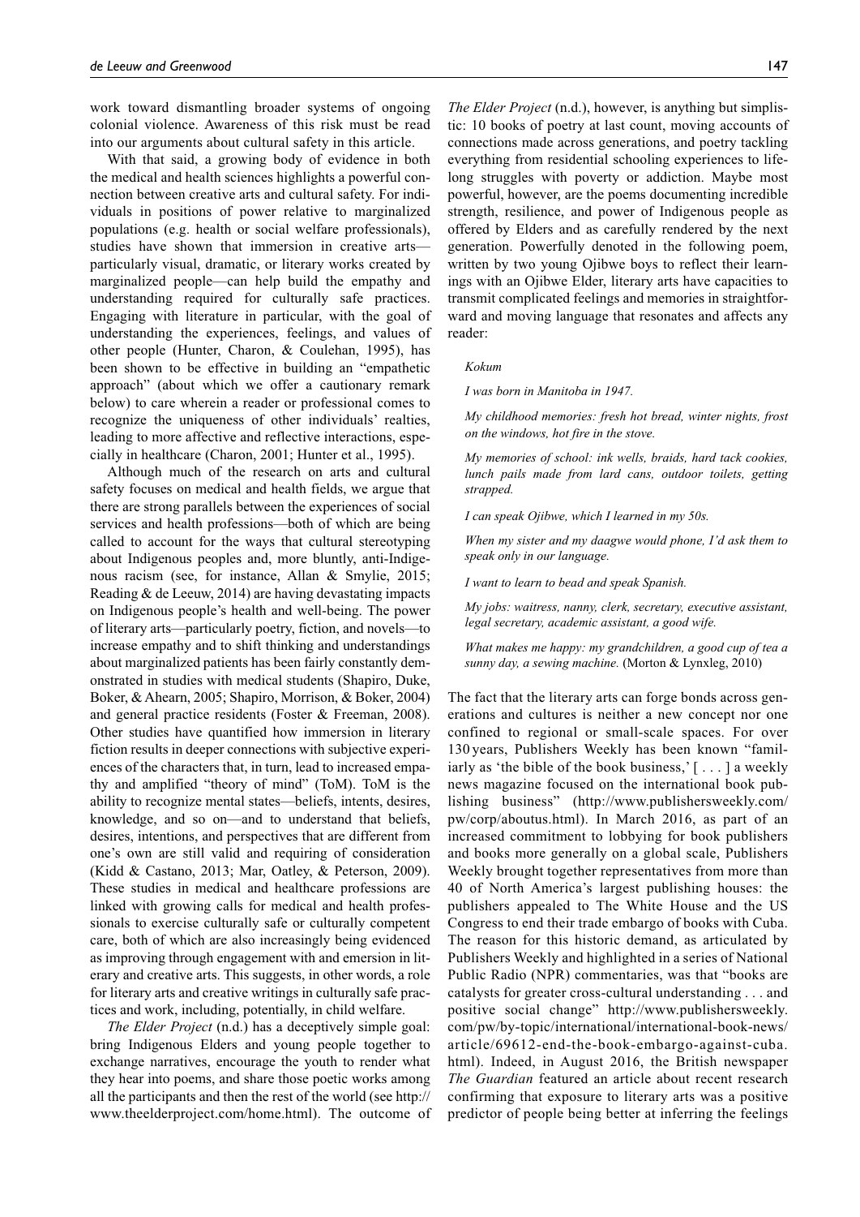work toward dismantling broader systems of ongoing colonial violence. Awareness of this risk must be read into our arguments about cultural safety in this article.

With that said, a growing body of evidence in both the medical and health sciences highlights a powerful connection between creative arts and cultural safety. For individuals in positions of power relative to marginalized populations (e.g. health or social welfare professionals), studies have shown that immersion in creative arts—particularly visual, dramatic, or literary works created by marginalized people—can help build the empathy and understanding required for culturally safe practices. Engaging with literature in particular, with the goal of understanding the experiences, feelings, and values of other people (Hunter, Charon, & Coulehan, 1995), has been shown to be effective in building an "empathetic approach" (about which we offer a cautionary remark below) to care wherein a reader or professional comes to recognize the uniqueness of other individuals' realties, leading to more affective and reflective interactions, especially in healthcare (Charon, 2001; Hunter et al., 1995).

Although much of the research on arts and cultural safety focuses on medical and health fields, we argue that there are strong parallels between the experiences of social services and health professions—both of which are being called to account for the ways that cultural stereotyping about Indigenous peoples and, more bluntly, anti-Indigenous racism (see, for instance, Allan & Smylie, 2015; Reading & de Leeuw, 2014) are having devastating impacts on Indigenous people's health and well-being. The power of literary arts—particularly poetry, fiction, and novels—to increase empathy and to shift thinking and understandings about marginalized patients has been fairly constantly demonstrated in studies with medical students (Shapiro, Duke, Boker, & Ahearn, 2005; Shapiro, Morrison, & Boker, 2004) and general practice residents (Foster & Freeman, 2008). Other studies have quantified how immersion in literary fiction results in deeper connections with subjective experiences of the characters that, in turn, lead to increased empathy and amplified "theory of mind" (ToM). ToM is the ability to recognize mental states—beliefs, intents, desires, knowledge, and so on—and to understand that beliefs, desires, intentions, and perspectives that are different from one's own are still valid and requiring of consideration (Kidd & Castano, 2013; Mar, Oatley, & Peterson, 2009). These studies in medical and healthcare professions are linked with growing calls for medical and health professionals to exercise culturally safe or culturally competent care, both of which are also increasingly being evidenced as improving through engagement with and emersion in literary and creative arts. This suggests, in other words, a role for literary arts and creative writings in culturally safe practices and work, including, potentially, in child welfare.

*The Elder Project* (n.d.) has a deceptively simple goal: bring Indigenous Elders and young people together to exchange narratives, encourage the youth to render what they hear into poems, and share those poetic works among all the participants and then the rest of the world (see http://www.theelderproject.com/home.html). The outcome of *The Elder Project* (n.d.), however, is anything but simplistic: 10 books of poetry at last count, moving accounts of connections made across generations, and poetry tackling everything from residential schooling experiences to lifelong struggles with poverty or addiction. Maybe most powerful, however, are the poems documenting incredible strength, resilience, and power of Indigenous people as offered by Elders and as carefully rendered by the next generation. Powerfully denoted in the following poem, written by two young Ojibwe boys to reflect their learnings with an Ojibwe Elder, literary arts have capacities to transmit complicated feelings and memories in straightforward and moving language that resonates and affects any reader:

> *Kokum*
>
> *I was born in Manitoba in 1947.*
>
> *My childhood memories: fresh hot bread, winter nights, frost on the windows, hot fire in the stove.*
>
> *My memories of school: ink wells, braids, hard tack cookies, lunch pails made from lard cans, outdoor toilets, getting strapped.*
>
> *I can speak Ojibwe, which I learned in my 50s.*
>
> *When my sister and my daagwe would phone, I'd ask them to speak only in our language.*
>
> *I want to learn to bead and speak Spanish.*
>
> *My jobs: waitress, nanny, clerk, secretary, executive assistant, legal secretary, academic assistant, a good wife.*
>
> *What makes me happy: my grandchildren, a good cup of tea a sunny day, a sewing machine.* (Morton & Lynxleg, 2010)

The fact that the literary arts can forge bonds across generations and cultures is neither a new concept nor one confined to regional or small-scale spaces. For over 130 years, Publishers Weekly has been known "familiarly as 'the bible of the book business,' [ . . . ] a weekly news magazine focused on the international book publishing business" (http://www.publishersweekly.com/pw/corp/aboutus.html). In March 2016, as part of an increased commitment to lobbying for book publishers and books more generally on a global scale, Publishers Weekly brought together representatives from more than 40 of North America's largest publishing houses: the publishers appealed to The White House and the US Congress to end their trade embargo of books with Cuba. The reason for this historic demand, as articulated by Publishers Weekly and highlighted in a series of National Public Radio (NPR) commentaries, was that "books are catalysts for greater cross-cultural understanding . . . and positive social change" http://www.publishersweekly.com/pw/by-topic/international/international-book-news/article/69612-end-the-book-embargo-against-cuba.html). Indeed, in August 2016, the British newspaper *The Guardian* featured an article about recent research confirming that exposure to literary arts was a positive predictor of people being better at inferring the feelings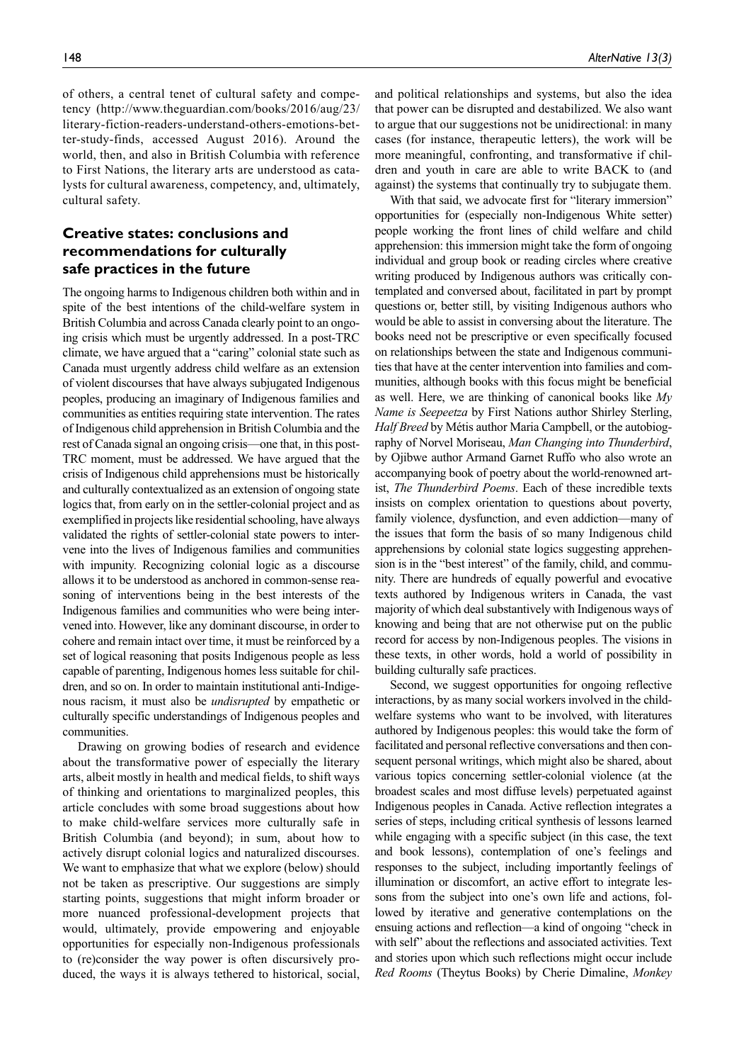of others, a central tenet of cultural safety and competency (http://www.theguardian.com/books/2016/aug/23/literary-fiction-readers-understand-others-emotions-better-study-finds, accessed August 2016). Around the world, then, and also in British Columbia with reference to First Nations, the literary arts are understood as catalysts for cultural awareness, competency, and, ultimately, cultural safety.

## Creative states: conclusions and recommendations for culturally safe practices in the future

The ongoing harms to Indigenous children both within and in spite of the best intentions of the child-welfare system in British Columbia and across Canada clearly point to an ongoing crisis which must be urgently addressed. In a post-TRC climate, we have argued that a "caring" colonial state such as Canada must urgently address child welfare as an extension of violent discourses that have always subjugated Indigenous peoples, producing an imaginary of Indigenous families and communities as entities requiring state intervention. The rates of Indigenous child apprehension in British Columbia and the rest of Canada signal an ongoing crisis—one that, in this post-TRC moment, must be addressed. We have argued that the crisis of Indigenous child apprehensions must be historically and culturally contextualized as an extension of ongoing state logics that, from early on in the settler-colonial project and as exemplified in projects like residential schooling, have always validated the rights of settler-colonial state powers to intervene into the lives of Indigenous families and communities with impunity. Recognizing colonial logic as a discourse allows it to be understood as anchored in common-sense reasoning of interventions being in the best interests of the Indigenous families and communities who were being intervened into. However, like any dominant discourse, in order to cohere and remain intact over time, it must be reinforced by a set of logical reasoning that posits Indigenous people as less capable of parenting, Indigenous homes less suitable for children, and so on. In order to maintain institutional anti-Indigenous racism, it must also be *undisrupted* by empathetic or culturally specific understandings of Indigenous peoples and communities.

Drawing on growing bodies of research and evidence about the transformative power of especially the literary arts, albeit mostly in health and medical fields, to shift ways of thinking and orientations to marginalized peoples, this article concludes with some broad suggestions about how to make child-welfare services more culturally safe in British Columbia (and beyond); in sum, about how to actively disrupt colonial logics and naturalized discourses. We want to emphasize that what we explore (below) should not be taken as prescriptive. Our suggestions are simply starting points, suggestions that might inform broader or more nuanced professional-development projects that would, ultimately, provide empowering and enjoyable opportunities for especially non-Indigenous professionals to (re)consider the way power is often discursively produced, the ways it is always tethered to historical, social, and political relationships and systems, but also the idea that power can be disrupted and destabilized. We also want to argue that our suggestions not be unidirectional: in many cases (for instance, therapeutic letters), the work will be more meaningful, confronting, and transformative if children and youth in care are able to write BACK to (and against) the systems that continually try to subjugate them.

With that said, we advocate first for "literary immersion" opportunities for (especially non-Indigenous White setter) people working the front lines of child welfare and child apprehension: this immersion might take the form of ongoing individual and group book or reading circles where creative writing produced by Indigenous authors was critically contemplated and conversed about, facilitated in part by prompt questions or, better still, by visiting Indigenous authors who would be able to assist in conversing about the literature. The books need not be prescriptive or even specifically focused on relationships between the state and Indigenous communities that have at the center intervention into families and communities, although books with this focus might be beneficial as well. Here, we are thinking of canonical books like *My Name is Seepeetza* by First Nations author Shirley Sterling, *Half Breed* by Métis author Maria Campbell, or the autobiography of Norvel Moriseau, *Man Changing into Thunderbird*, by Ojibwe author Armand Garnet Ruffo who also wrote an accompanying book of poetry about the world-renowned artist, *The Thunderbird Poems*. Each of these incredible texts insists on complex orientation to questions about poverty, family violence, dysfunction, and even addiction—many of the issues that form the basis of so many Indigenous child apprehensions by colonial state logics suggesting apprehension is in the "best interest" of the family, child, and community. There are hundreds of equally powerful and evocative texts authored by Indigenous writers in Canada, the vast majority of which deal substantively with Indigenous ways of knowing and being that are not otherwise put on the public record for access by non-Indigenous peoples. The visions in these texts, in other words, hold a world of possibility in building culturally safe practices.

Second, we suggest opportunities for ongoing reflective interactions, by as many social workers involved in the child-welfare systems who want to be involved, with literatures authored by Indigenous peoples: this would take the form of facilitated and personal reflective conversations and then consequent personal writings, which might also be shared, about various topics concerning settler-colonial violence (at the broadest scales and most diffuse levels) perpetuated against Indigenous peoples in Canada. Active reflection integrates a series of steps, including critical synthesis of lessons learned while engaging with a specific subject (in this case, the text and book lessons), contemplation of one's feelings and responses to the subject, including importantly feelings of illumination or discomfort, an active effort to integrate lessons from the subject into one's own life and actions, followed by iterative and generative contemplations on the ensuing actions and reflection—a kind of ongoing "check in with self" about the reflections and associated activities. Text and stories upon which such reflections might occur include *Red Rooms* (Theytus Books) by Cherie Dimaline, *Monkey*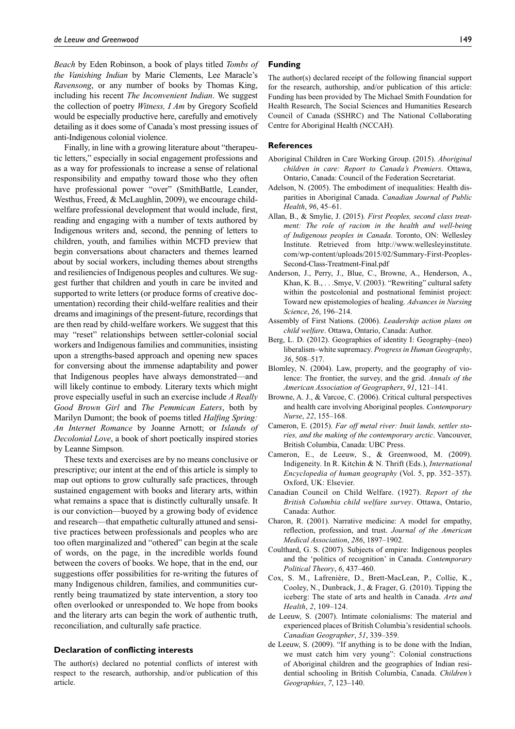*Beach* by Eden Robinson, a book of plays titled *Tombs of the Vanishing Indian* by Marie Clements, Lee Maracle's *Ravensong*, or any number of books by Thomas King, including his recent *The Inconvenient Indian*. We suggest the collection of poetry *Witness, I Am* by Gregory Scofield would be especially productive here, carefully and emotively detailing as it does some of Canada's most pressing issues of anti-Indigenous colonial violence.

Finally, in line with a growing literature about "therapeutic letters," especially in social engagement professions and as a way for professionals to increase a sense of relational responsibility and empathy toward those who they often have professional power "over" (SmithBattle, Leander, Westhus, Freed, & McLaughlin, 2009), we encourage child-welfare professional development that would include, first, reading and engaging with a number of texts authored by Indigenous writers and, second, the penning of letters to children, youth, and families within MCFD preview that begin conversations about characters and themes learned about by social workers, including themes about strengths and resiliencies of Indigenous peoples and cultures. We suggest further that children and youth in care be invited and supported to write letters (or produce forms of creative documentation) recording their child-welfare realities and their dreams and imaginings of the present-future, recordings that are then read by child-welfare workers. We suggest that this may "reset" relationships between settler-colonial social workers and Indigenous families and communities, insisting upon a strengths-based approach and opening new spaces for conversing about the immense adaptability and power that Indigenous peoples have always demonstrated—and will likely continue to embody. Literary texts which might prove especially useful in such an exercise include *A Really Good Brown Girl* and *The Pemmican Eaters*, both by Marilyn Dumont; the book of poems titled *Halfing Spring: An Internet Romance* by Joanne Arnott; or *Islands of Decolonial Love*, a book of short poetically inspired stories by Leanne Simpson.

These texts and exercises are by no means conclusive or prescriptive; our intent at the end of this article is simply to map out options to grow culturally safe practices, through sustained engagement with books and literary arts, within what remains a space that is distinctly culturally unsafe. It is our conviction—buoyed by a growing body of evidence and research—that empathetic culturally attuned and sensitive practices between professionals and peoples who are too often marginalized and "othered" can begin at the scale of words, on the page, in the incredible worlds found between the covers of books. We hope, that in the end, our suggestions offer possibilities for re-writing the futures of many Indigenous children, families, and communities currently being traumatized by state intervention, a story too often overlooked or unresponded to. We hope from books and the literary arts can begin the work of authentic truth, reconciliation, and culturally safe practice.

## Declaration of conflicting interests

The author(s) declared no potential conflicts of interest with respect to the research, authorship, and/or publication of this article.

## Funding

The author(s) declared receipt of the following financial support for the research, authorship, and/or publication of this article: Funding has been provided by The Michael Smith Foundation for Health Research, The Social Sciences and Humanities Research Council of Canada (SSHRC) and The National Collaborating Centre for Aboriginal Health (NCCAH).

## References

Aboriginal Children in Care Working Group. (2015). *Aboriginal children in care: Report to Canada's Premiers*. Ottawa, Ontario, Canada: Council of the Federation Secretariat.

Adelson, N. (2005). The embodiment of inequalities: Health disparities in Aboriginal Canada. *Canadian Journal of Public Health*, *96*, 45–61.

Allan, B., & Smylie, J. (2015). *First Peoples, second class treatment: The role of racism in the health and well-being of Indigenous peoples in Canada*. Toronto, ON: Wellesley Institute. Retrieved from http://www.wellesleyinstitute.com/wp-content/uploads/2015/02/Summary-First-Peoples-Second-Class-Treatment-Final.pdf

Anderson, J., Perry, J., Blue, C., Browne, A., Henderson, A., Khan, K. B., . . .Smye, V. (2003). "Rewriting" cultural safety within the postcolonial and postnational feminist project: Toward new epistemologies of healing. *Advances in Nursing Science*, *26*, 196–214.

Assembly of First Nations. (2006). *Leadership action plans on child welfare*. Ottawa, Ontario, Canada: Author.

Berg, L. D. (2012). Geographies of identity I: Geography–(neo) liberalism–white supremacy. *Progress in Human Geography*, *36*, 508–517.

Blomley, N. (2004). Law, property, and the geography of violence: The frontier, the survey, and the grid. *Annals of the American Association of Geographers*, *91*, 121–141.

Browne, A. J., & Varcoe, C. (2006). Critical cultural perspectives and health care involving Aboriginal peoples. *Contemporary Nurse*, *22*, 155–168.

Cameron, E. (2015). *Far off metal river: Inuit lands, settler stories, and the making of the contemporary arctic*. Vancouver, British Columbia, Canada: UBC Press.

Cameron, E., de Leeuw, S., & Greenwood, M. (2009). Indigeneity. In R. Kitchin & N. Thrift (Eds.), *International Encyclopedia of human geography* (Vol. 5, pp. 352–357). Oxford, UK: Elsevier.

Canadian Council on Child Welfare. (1927). *Report of the British Columbia child welfare survey*. Ottawa, Ontario, Canada: Author.

Charon, R. (2001). Narrative medicine: A model for empathy, reflection, profession, and trust. *Journal of the American Medical Association*, *286*, 1897–1902.

Coulthard, G. S. (2007). Subjects of empire: Indigenous peoples and the 'politics of recognition' in Canada. *Contemporary Political Theory*, *6*, 437–460.

Cox, S. M., Lafrenière, D., Brett-MacLean, P., Collie, K., Cooley, N., Dunbrack, J., & Frager, G. (2010). Tipping the iceberg: The state of arts and health in Canada. *Arts and Health*, *2*, 109–124.

de Leeuw, S. (2007). Intimate colonialisms: The material and experienced places of British Columbia's residential schools. *Canadian Geographer*, *51*, 339–359.

de Leeuw, S. (2009). "If anything is to be done with the Indian, we must catch him very young": Colonial constructions of Aboriginal children and the geographies of Indian residential schooling in British Columbia, Canada. *Children's Geographies*, *7*, 123–140.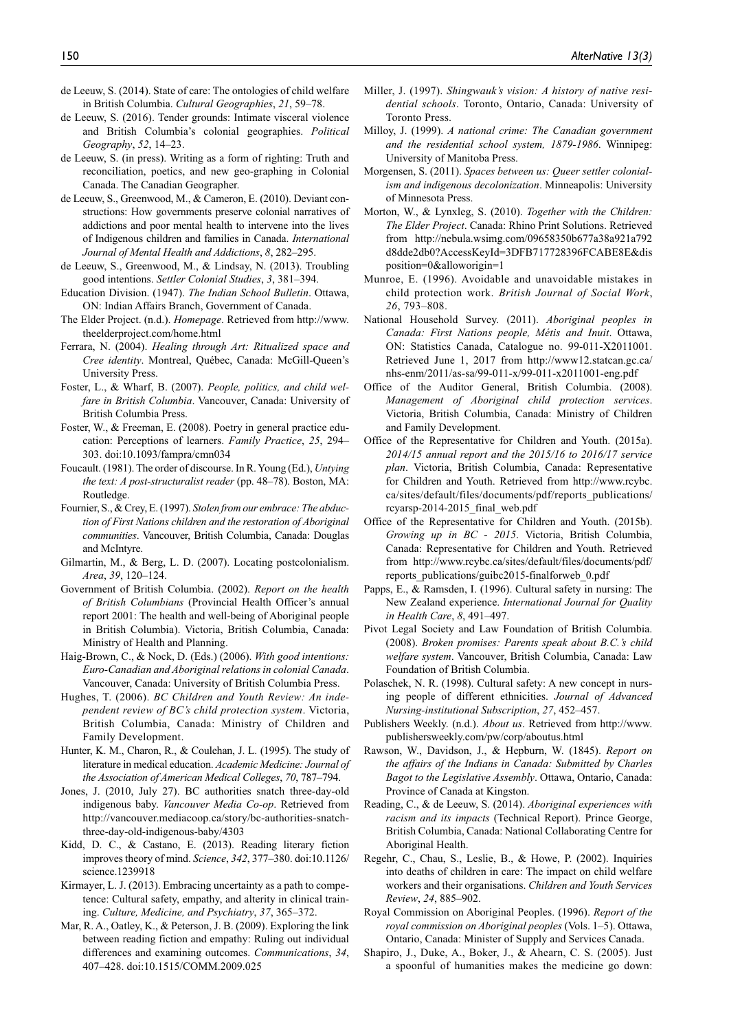de Leeuw, S. (2014). State of care: The ontologies of child welfare in British Columbia. *Cultural Geographies*, *21*, 59–78.

de Leeuw, S. (2016). Tender grounds: Intimate visceral violence and British Columbia's colonial geographies. *Political Geography*, *52*, 14–23.

de Leeuw, S. (in press). Writing as a form of righting: Truth and reconciliation, poetics, and new geo-graphing in Colonial Canada. The Canadian Geographer.

de Leeuw, S., Greenwood, M., & Cameron, E. (2010). Deviant constructions: How governments preserve colonial narratives of addictions and poor mental health to intervene into the lives of Indigenous children and families in Canada. *International Journal of Mental Health and Addictions*, *8*, 282–295.

de Leeuw, S., Greenwood, M., & Lindsay, N. (2013). Troubling good intentions. *Settler Colonial Studies*, *3*, 381–394.

Education Division. (1947). *The Indian School Bulletin*. Ottawa, ON: Indian Affairs Branch, Government of Canada.

The Elder Project. (n.d.). *Homepage*. Retrieved from http://www.theelderproject.com/home.html

Ferrara, N. (2004). *Healing through Art: Ritualized space and Cree identity*. Montreal, Québec, Canada: McGill-Queen's University Press.

Foster, L., & Wharf, B. (2007). *People, politics, and child welfare in British Columbia*. Vancouver, Canada: University of British Columbia Press.

Foster, W., & Freeman, E. (2008). Poetry in general practice education: Perceptions of learners. *Family Practice*, *25*, 294–303. doi:10.1093/fampra/cmn034

Foucault. (1981). The order of discourse. In R. Young (Ed.), *Untying the text: A post-structuralist reader* (pp. 48–78). Boston, MA: Routledge.

Fournier, S., & Crey, E. (1997). *Stolen from our embrace: The abduction of First Nations children and the restoration of Aboriginal communities*. Vancouver, British Columbia, Canada: Douglas and McIntyre.

Gilmartin, M., & Berg, L. D. (2007). Locating postcolonialism. *Area*, *39*, 120–124.

Government of British Columbia. (2002). *Report on the health of British Columbians* (Provincial Health Officer's annual report 2001: The health and well-being of Aboriginal people in British Columbia). Victoria, British Columbia, Canada: Ministry of Health and Planning.

Haig-Brown, C., & Nock, D. (Eds.) (2006). *With good intentions: Euro-Canadian and Aboriginal relations in colonial Canada*. Vancouver, Canada: University of British Columbia Press.

Hughes, T. (2006). *BC Children and Youth Review: An independent review of BC's child protection system*. Victoria, British Columbia, Canada: Ministry of Children and Family Development.

Hunter, K. M., Charon, R., & Coulehan, J. L. (1995). The study of literature in medical education. *Academic Medicine: Journal of the Association of American Medical Colleges*, *70*, 787–794.

Jones, J. (2010, July 27). BC authorities snatch three-day-old indigenous baby. *Vancouver Media Co-op*. Retrieved from http://vancouver.mediacoop.ca/story/bc-authorities-snatch-three-day-old-indigenous-baby/4303

Kidd, D. C., & Castano, E. (2013). Reading literary fiction improves theory of mind. *Science*, *342*, 377–380. doi:10.1126/science.1239918

Kirmayer, L. J. (2013). Embracing uncertainty as a path to competence: Cultural safety, empathy, and alterity in clinical training. *Culture, Medicine, and Psychiatry*, *37*, 365–372.

Mar, R. A., Oatley, K., & Peterson, J. B. (2009). Exploring the link between reading fiction and empathy: Ruling out individual differences and examining outcomes. *Communications*, *34*, 407–428. doi:10.1515/COMM.2009.025

Miller, J. (1997). *Shingwauk's vision: A history of native residential schools*. Toronto, Ontario, Canada: University of Toronto Press.

Milloy, J. (1999). *A national crime: The Canadian government and the residential school system, 1879-1986*. Winnipeg: University of Manitoba Press.

Morgensen, S. (2011). *Spaces between us: Queer settler colonialism and indigenous decolonization*. Minneapolis: University of Minnesota Press.

Morton, W., & Lynxleg, S. (2010). *Together with the Children: The Elder Project*. Canada: Rhino Print Solutions. Retrieved from http://nebula.wsimg.com/09658350b677a38a921a792d8dde2db0?AccessKeyId=3DFB717728396FCABE8E&disposition=0&alloworigin=1

Munroe, E. (1996). Avoidable and unavoidable mistakes in child protection work. *British Journal of Social Work*, *26*, 793–808.

National Household Survey. (2011). *Aboriginal peoples in Canada: First Nations people, Métis and Inuit*. Ottawa, ON: Statistics Canada, Catalogue no. 99-011-X2011001. Retrieved June 1, 2017 from http://www12.statcan.gc.ca/nhs-enm/2011/as-sa/99-011-x/99-011-x2011001-eng.pdf

Office of the Auditor General, British Columbia. (2008). *Management of Aboriginal child protection services*. Victoria, British Columbia, Canada: Ministry of Children and Family Development.

Office of the Representative for Children and Youth. (2015a). *2014/15 annual report and the 2015/16 to 2016/17 service plan*. Victoria, British Columbia, Canada: Representative for Children and Youth. Retrieved from http://www.rcybc.ca/sites/default/files/documents/pdf/reports_publications/rcyarsp-2014-2015_final_web.pdf

Office of the Representative for Children and Youth. (2015b). *Growing up in BC - 2015*. Victoria, British Columbia, Canada: Representative for Children and Youth. Retrieved from http://www.rcybc.ca/sites/default/files/documents/pdf/reports_publications/guibc2015-finalforweb_0.pdf

Papps, E., & Ramsden, I. (1996). Cultural safety in nursing: The New Zealand experience. *International Journal for Quality in Health Care*, *8*, 491–497.

Pivot Legal Society and Law Foundation of British Columbia. (2008). *Broken promises: Parents speak about B.C.'s child welfare system*. Vancouver, British Columbia, Canada: Law Foundation of British Columbia.

Polaschek, N. R. (1998). Cultural safety: A new concept in nursing people of different ethnicities. *Journal of Advanced Nursing-institutional Subscription*, *27*, 452–457.

Publishers Weekly. (n.d.). *About us*. Retrieved from http://www.publishersweekly.com/pw/corp/aboutus.html

Rawson, W., Davidson, J., & Hepburn, W. (1845). *Report on the affairs of the Indians in Canada: Submitted by Charles Bagot to the Legislative Assembly*. Ottawa, Ontario, Canada: Province of Canada at Kingston.

Reading, C., & de Leeuw, S. (2014). *Aboriginal experiences with racism and its impacts* (Technical Report). Prince George, British Columbia, Canada: National Collaborating Centre for Aboriginal Health.

Regehr, C., Chau, S., Leslie, B., & Howe, P. (2002). Inquiries into deaths of children in care: The impact on child welfare workers and their organisations. *Children and Youth Services Review*, *24*, 885–902.

Royal Commission on Aboriginal Peoples. (1996). *Report of the royal commission on Aboriginal peoples* (Vols. 1–5). Ottawa, Ontario, Canada: Minister of Supply and Services Canada.

Shapiro, J., Duke, A., Boker, J., & Ahearn, C. S. (2005). Just a spoonful of humanities makes the medicine go down: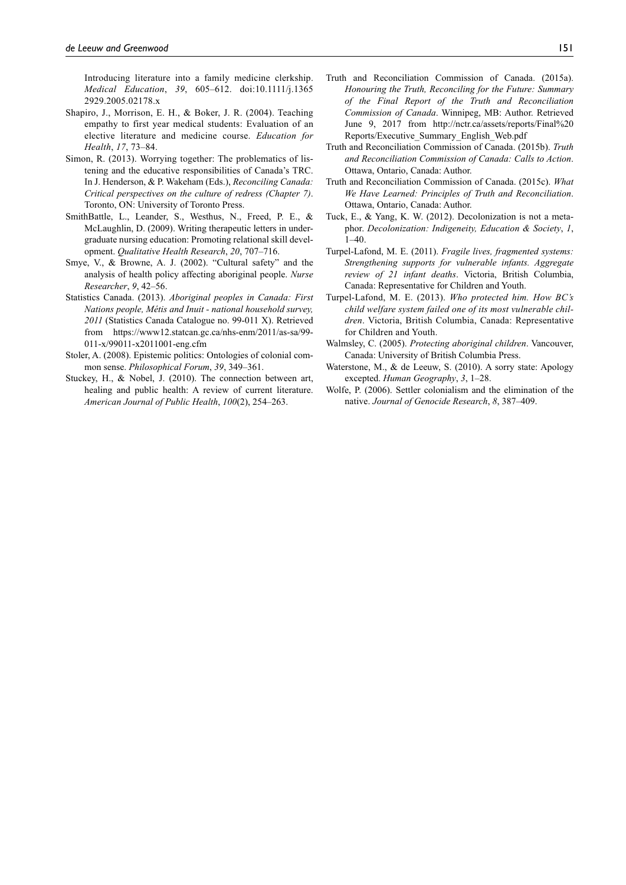Introducing literature into a family medicine clerkship. *Medical Education*, *39*, 605–612. doi:10.1111/j.1365 2929.2005.02178.x

Shapiro, J., Morrison, E. H., & Boker, J. R. (2004). Teaching empathy to first year medical students: Evaluation of an elective literature and medicine course. *Education for Health*, *17*, 73–84.

Simon, R. (2013). Worrying together: The problematics of listening and the educative responsibilities of Canada's TRC. In J. Henderson, & P. Wakeham (Eds.), *Reconciling Canada: Critical perspectives on the culture of redress (Chapter 7)*. Toronto, ON: University of Toronto Press.

SmithBattle, L., Leander, S., Westhus, N., Freed, P. E., & McLaughlin, D. (2009). Writing therapeutic letters in undergraduate nursing education: Promoting relational skill development. *Qualitative Health Research*, *20*, 707–716.

Smye, V., & Browne, A. J. (2002). "Cultural safety" and the analysis of health policy affecting aboriginal people. *Nurse Researcher*, *9*, 42–56.

Statistics Canada. (2013). *Aboriginal peoples in Canada: First Nations people, Métis and Inuit - national household survey, 2011* (Statistics Canada Catalogue no. 99-011 X). Retrieved from https://www12.statcan.gc.ca/nhs-enm/2011/as-sa/99-011-x/99011-x2011001-eng.cfm

Stoler, A. (2008). Epistemic politics: Ontologies of colonial common sense. *Philosophical Forum*, *39*, 349–361.

Stuckey, H., & Nobel, J. (2010). The connection between art, healing and public health: A review of current literature. *American Journal of Public Health*, *100*(2), 254–263.

Truth and Reconciliation Commission of Canada. (2015a). *Honouring the Truth, Reconciling for the Future: Summary of the Final Report of the Truth and Reconciliation Commission of Canada*. Winnipeg, MB: Author. Retrieved June 9, 2017 from http://nctr.ca/assets/reports/Final%20 Reports/Executive_Summary_English_Web.pdf

Truth and Reconciliation Commission of Canada. (2015b). *Truth and Reconciliation Commission of Canada: Calls to Action*. Ottawa, Ontario, Canada: Author.

Truth and Reconciliation Commission of Canada. (2015c). *What We Have Learned: Principles of Truth and Reconciliation*. Ottawa, Ontario, Canada: Author.

Tuck, E., & Yang, K. W. (2012). Decolonization is not a metaphor. *Decolonization: Indigeneity, Education & Society*, *1*, 1–40.

Turpel-Lafond, M. E. (2011). *Fragile lives, fragmented systems: Strengthening supports for vulnerable infants. Aggregate review of 21 infant deaths*. Victoria, British Columbia, Canada: Representative for Children and Youth.

Turpel-Lafond, M. E. (2013). *Who protected him. How BC's child welfare system failed one of its most vulnerable children*. Victoria, British Columbia, Canada: Representative for Children and Youth.

Walmsley, C. (2005). *Protecting aboriginal children*. Vancouver, Canada: University of British Columbia Press.

Waterstone, M., & de Leeuw, S. (2010). A sorry state: Apology excepted. *Human Geography*, *3*, 1–28.

Wolfe, P. (2006). Settler colonialism and the elimination of the native. *Journal of Genocide Research*, *8*, 387–409.